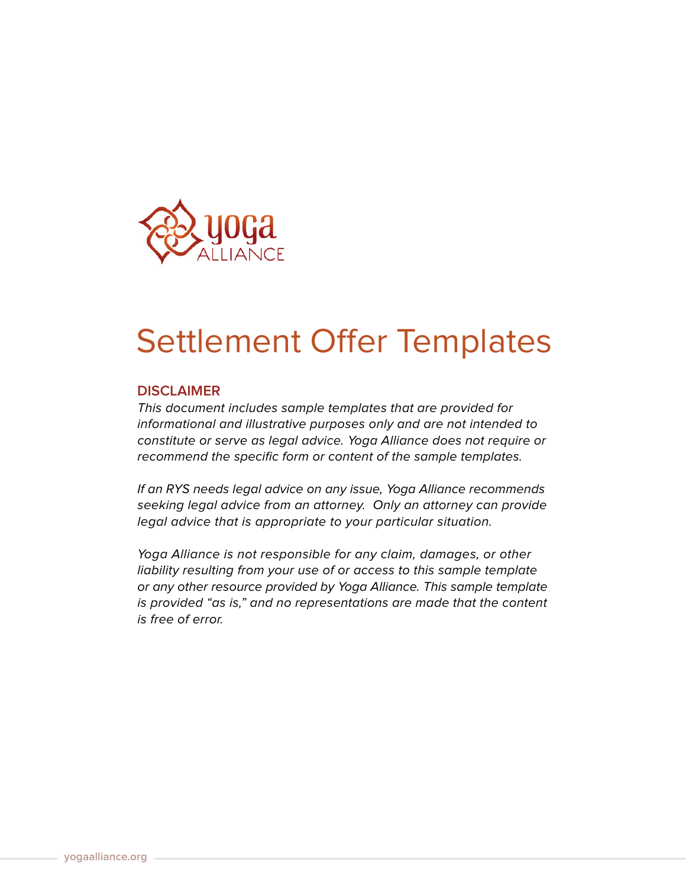# Settlement Offer Templates

## DISCLAIMER

*This document includes sample templates that are provided for informational and illustrative purposes only and are not intended to constitute or serve as legal advice. Yoga Alliance does not require or recommend the specific form or content of the sample templates.*

*If an RYS needs legal advice on any issue, Yoga Alliance recommends seeking legal advice from an attorney. Only an attorney can provide legal advice that is appropriate to your particular situation.*

*Yoga Alliance is not responsible for any claim, damages, or other liability resulting from your use of or access to this sample template or any other resource provided by Yoga Alliance. This sample template is provided "as is," and no representations are made that the content is free of error.*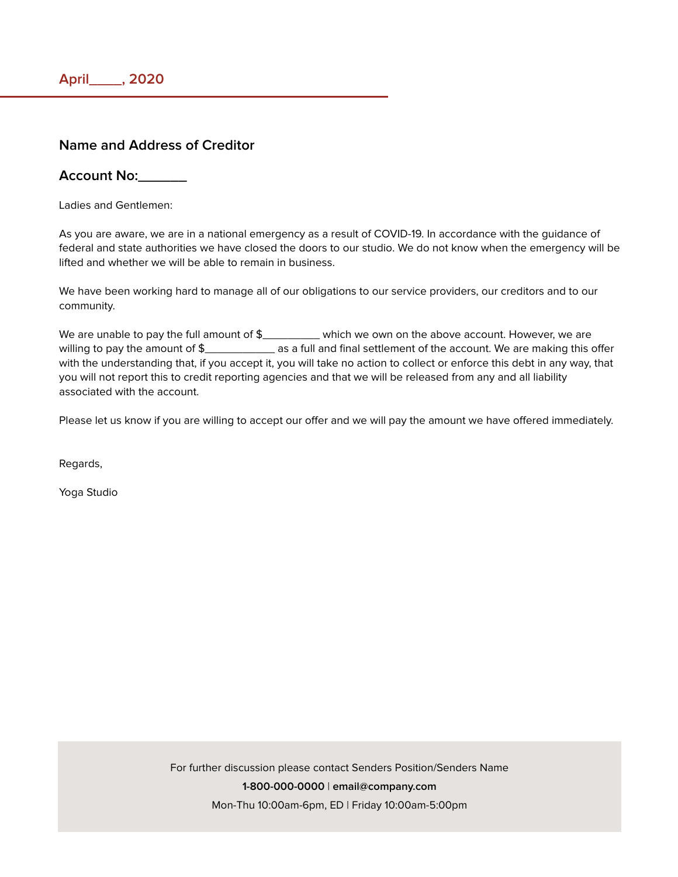April____, 2020

**Name and Address of Creditor**

**Account No:_______**

Ladies and Gentlemen:

As you are aware, we are in a national emergency as a result of COVID-19. In accordance with the guidance of federal and state authorities we have closed the doors to our studio. We do not know when the emergency will be lifted and whether we will be able to remain in business.

We have been working hard to manage all of our obligations to our service providers, our creditors and to our community.

We are unable to pay the full amount of $__________ which we own on the above account. However, we are willing to pay the amount of $____________ as a full and final settlement of the account. We are making this offer with the understanding that, if you accept it, you will take no action to collect or enforce this debt in any way, that you will not report this to credit reporting agencies and that we will be released from any and all liability associated with the account.

Please let us know if you are willing to accept our offer and we will pay the amount we have offered immediately.

Regards,

Yoga Studio

For further discussion please contact Senders Position/Senders Name

**1-800-000-0000** | **email@company.com**

Mon-Thu 10:00am-6pm, ED | Friday 10:00am-5:00pm